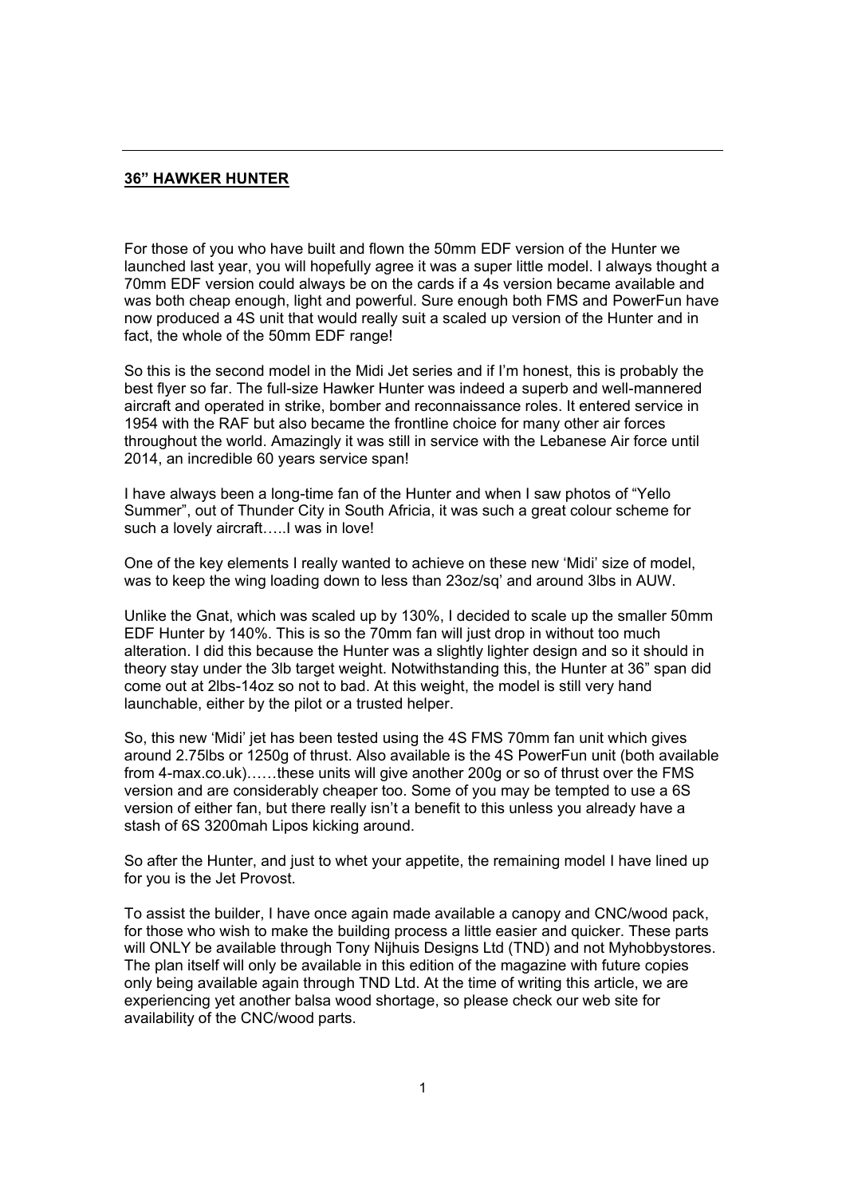## **36" HAWKER HUNTER**

For those of you who have built and flown the 50mm EDF version of the Hunter we launched last year, you will hopefully agree it was a super little model. I always thought a 70mm EDF version could always be on the cards if a 4s version became available and was both cheap enough, light and powerful. Sure enough both FMS and PowerFun have now produced a 4S unit that would really suit a scaled up version of the Hunter and in fact, the whole of the 50mm EDF range!

So this is the second model in the Midi Jet series and if I'm honest, this is probably the best flyer so far. The full-size Hawker Hunter was indeed a superb and well-mannered aircraft and operated in strike, bomber and reconnaissance roles. It entered service in 1954 with the RAF but also became the frontline choice for many other air forces throughout the world. Amazingly it was still in service with the Lebanese Air force until 2014, an incredible 60 years service span!

I have always been a long-time fan of the Hunter and when I saw photos of "Yello Summer", out of Thunder City in South Africia, it was such a great colour scheme for such a lovely aircraft…..I was in love!

One of the key elements I really wanted to achieve on these new 'Midi' size of model, was to keep the wing loading down to less than 23oz/sq' and around 3lbs in AUW.

Unlike the Gnat, which was scaled up by 130%, I decided to scale up the smaller 50mm EDF Hunter by 140%. This is so the 70mm fan will just drop in without too much alteration. I did this because the Hunter was a slightly lighter design and so it should in theory stay under the 3lb target weight. Notwithstanding this, the Hunter at 36" span did come out at 2lbs-14oz so not to bad. At this weight, the model is still very hand launchable, either by the pilot or a trusted helper.

So, this new 'Midi' jet has been tested using the 4S FMS 70mm fan unit which gives around 2.75lbs or 1250g of thrust. Also available is the 4S PowerFun unit (both available from 4-max.co.uk)……these units will give another 200g or so of thrust over the FMS version and are considerably cheaper too. Some of you may be tempted to use a 6S version of either fan, but there really isn't a benefit to this unless you already have a stash of 6S 3200mah Lipos kicking around.

So after the Hunter, and just to whet your appetite, the remaining model I have lined up for you is the Jet Provost.

To assist the builder, I have once again made available a canopy and CNC/wood pack, for those who wish to make the building process a little easier and quicker. These parts will ONLY be available through Tony Nijhuis Designs Ltd (TND) and not Myhobbystores. The plan itself will only be available in this edition of the magazine with future copies only being available again through TND Ltd. At the time of writing this article, we are experiencing yet another balsa wood shortage, so please check our web site for availability of the CNC/wood parts.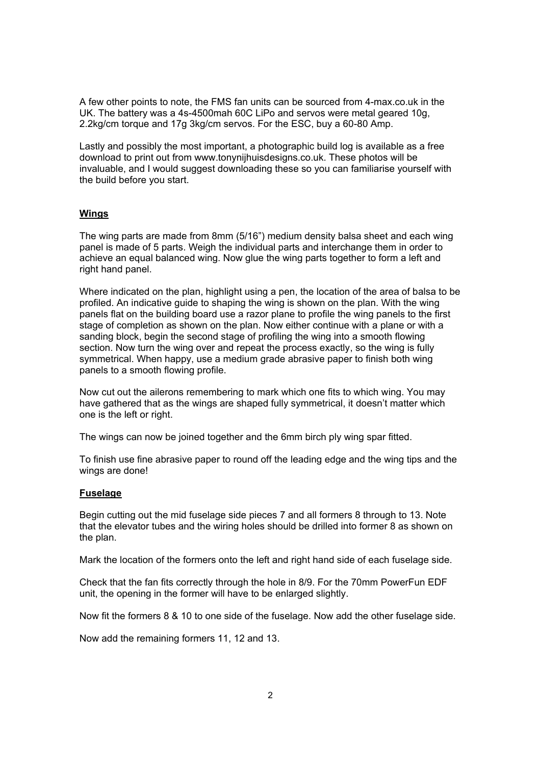A few other points to note, the FMS fan units can be sourced from 4-max.co.uk in the UK. The battery was a 4s-4500mah 60C LiPo and servos were metal geared 10g, 2.2kg/cm torque and 17g 3kg/cm servos. For the ESC, buy a 60-80 Amp.

Lastly and possibly the most important, a photographic build log is available as a free download to print out from www.tonynijhuisdesigns.co.uk. These photos will be invaluable, and I would suggest downloading these so you can familiarise yourself with the build before you start.

## Wings

The wing parts are made from 8mm (5/16") medium density balsa sheet and each wing panel is made of 5 parts. Weigh the individual parts and interchange them in order to achieve an equal balanced wing. Now glue the wing parts together to form a left and right hand panel.

Where indicated on the plan, highlight using a pen, the location of the area of balsa to be profiled. An indicative guide to shaping the wing is shown on the plan. With the wing panels flat on the building board use a razor plane to profile the wing panels to the first stage of completion as shown on the plan. Now either continue with a plane or with a sanding block, begin the second stage of profiling the wing into a smooth flowing section. Now turn the wing over and repeat the process exactly, so the wing is fully symmetrical. When happy, use a medium grade abrasive paper to finish both wing panels to a smooth flowing profile.

Now cut out the ailerons remembering to mark which one fits to which wing. You may have gathered that as the wings are shaped fully symmetrical, it doesn't matter which one is the left or right.

The wings can now be joined together and the 6mm birch ply wing spar fitted.

To finish use fine abrasive paper to round off the leading edge and the wing tips and the wings are done!

## Fuselage

Begin cutting out the mid fuselage side pieces 7 and all formers 8 through to 13. Note that the elevator tubes and the wiring holes should be drilled into former 8 as shown on the plan.

Mark the location of the formers onto the left and right hand side of each fuselage side.

Check that the fan fits correctly through the hole in 8/9. For the 70mm PowerFun EDF unit, the opening in the former will have to be enlarged slightly.

Now fit the formers 8 & 10 to one side of the fuselage. Now add the other fuselage side.

Now add the remaining formers 11, 12 and 13.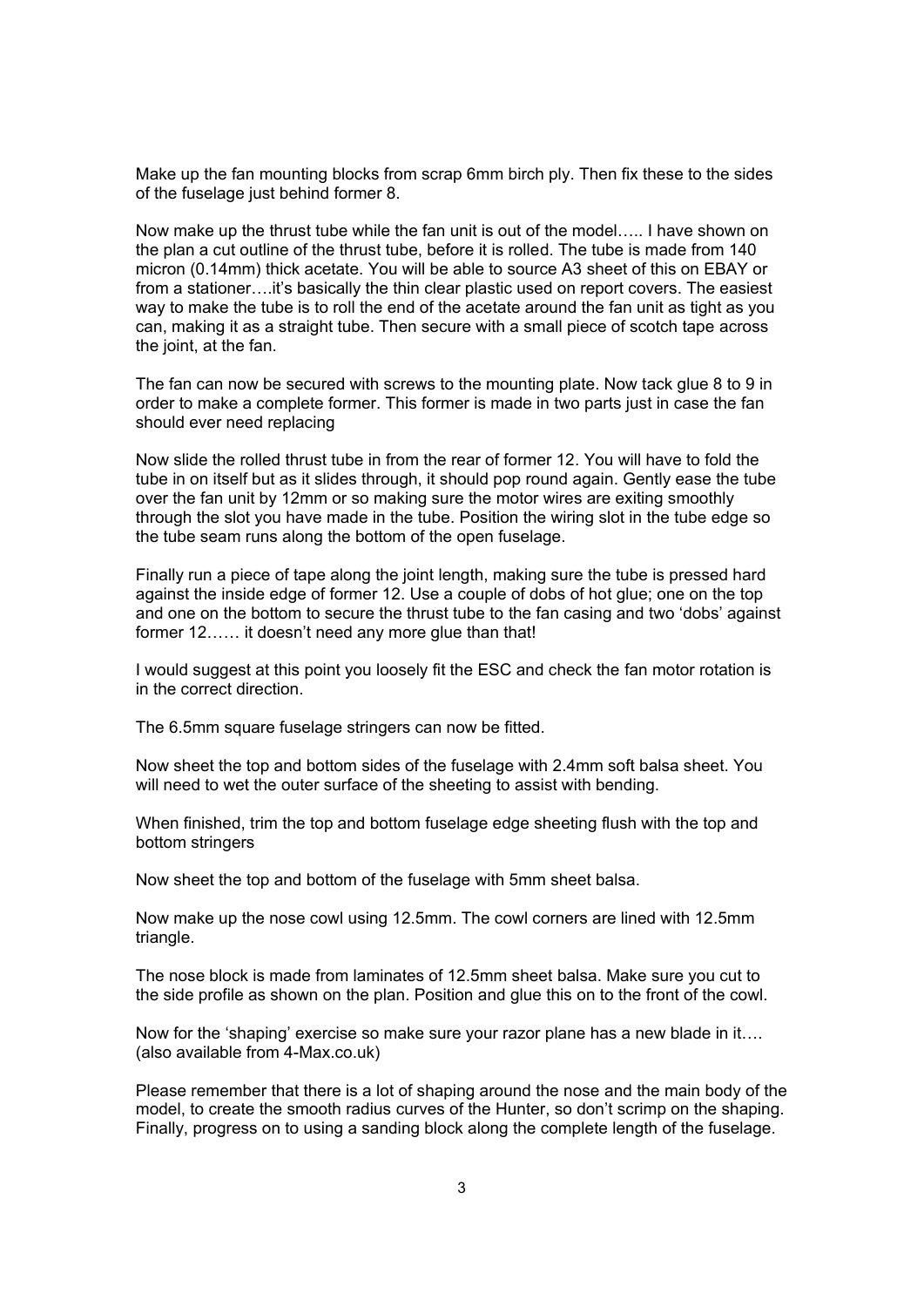Make up the fan mounting blocks from scrap 6mm birch ply. Then fix these to the sides of the fuselage just behind former 8.

Now make up the thrust tube while the fan unit is out of the model….. I have shown on the plan a cut outline of the thrust tube, before it is rolled. The tube is made from 140 micron (0.14mm) thick acetate. You will be able to source A3 sheet of this on EBAY or from a stationer….it's basically the thin clear plastic used on report covers. The easiest way to make the tube is to roll the end of the acetate around the fan unit as tight as you can, making it as a straight tube. Then secure with a small piece of scotch tape across the joint, at the fan.

The fan can now be secured with screws to the mounting plate. Now tack glue 8 to 9 in order to make a complete former. This former is made in two parts just in case the fan should ever need replacing

Now slide the rolled thrust tube in from the rear of former 12. You will have to fold the tube in on itself but as it slides through, it should pop round again. Gently ease the tube over the fan unit by 12mm or so making sure the motor wires are exiting smoothly through the slot you have made in the tube. Position the wiring slot in the tube edge so the tube seam runs along the bottom of the open fuselage.

Finally run a piece of tape along the joint length, making sure the tube is pressed hard against the inside edge of former 12. Use a couple of dobs of hot glue; one on the top and one on the bottom to secure the thrust tube to the fan casing and two 'dobs' against former 12…… it doesn't need any more glue than that!

I would suggest at this point you loosely fit the ESC and check the fan motor rotation is in the correct direction.

The 6.5mm square fuselage stringers can now be fitted.

Now sheet the top and bottom sides of the fuselage with 2.4mm soft balsa sheet. You will need to wet the outer surface of the sheeting to assist with bending.

When finished, trim the top and bottom fuselage edge sheeting flush with the top and bottom stringers

Now sheet the top and bottom of the fuselage with 5mm sheet balsa.

Now make up the nose cowl using 12.5mm. The cowl corners are lined with 12.5mm triangle.

The nose block is made from laminates of 12.5mm sheet balsa. Make sure you cut to the side profile as shown on the plan. Position and glue this on to the front of the cowl.

Now for the 'shaping' exercise so make sure your razor plane has a new blade in it…. (also available from 4-Max.co.uk)

Please remember that there is a lot of shaping around the nose and the main body of the model, to create the smooth radius curves of the Hunter, so don't scrimp on the shaping. Finally, progress on to using a sanding block along the complete length of the fuselage.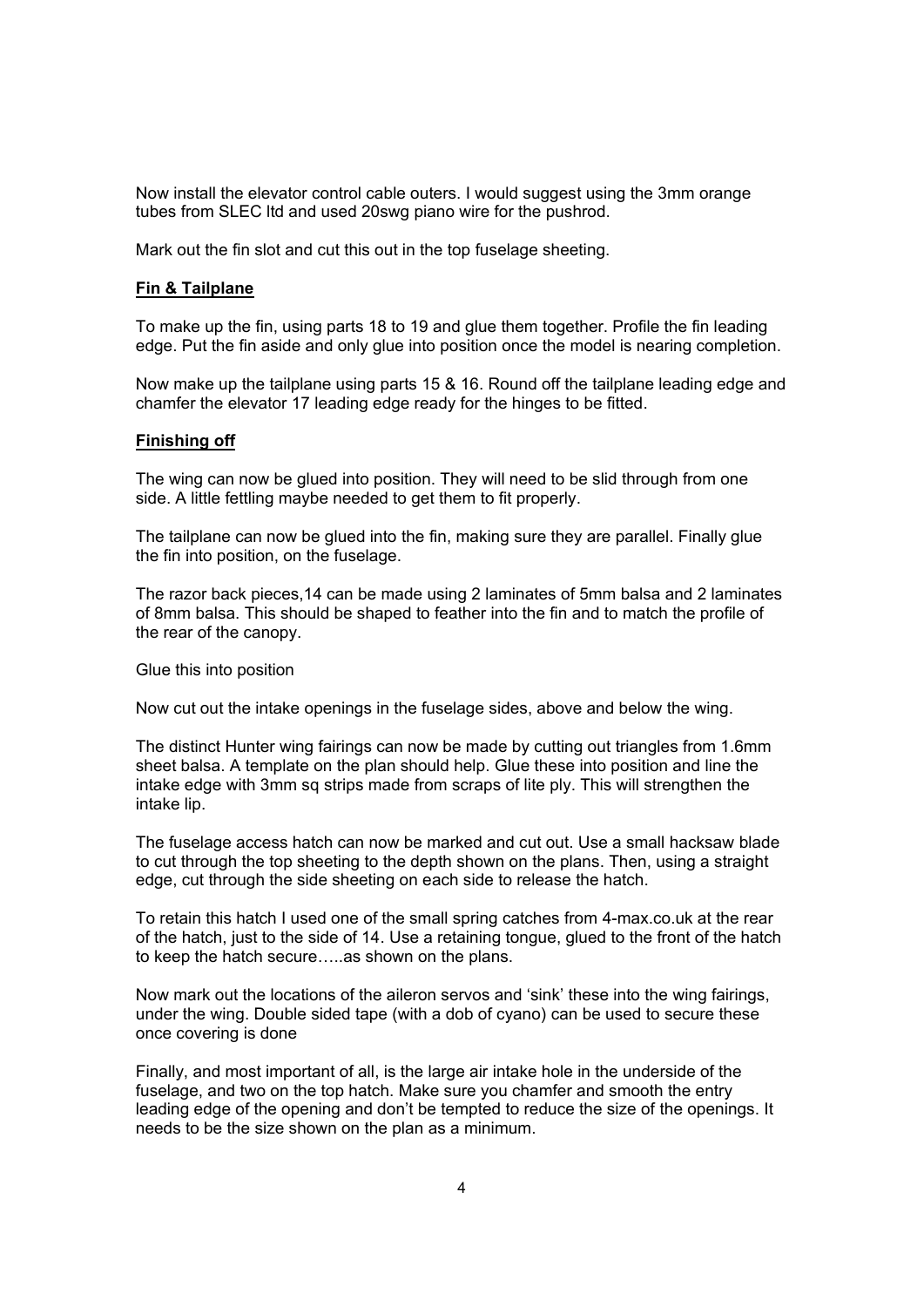Now install the elevator control cable outers. I would suggest using the 3mm orange tubes from SLEC ltd and used 20swg piano wire for the pushrod.

Mark out the fin slot and cut this out in the top fuselage sheeting.

**Fin & Tailplane**

To make up the fin, using parts 18 to 19 and glue them together. Profile the fin leading edge. Put the fin aside and only glue into position once the model is nearing completion.

Now make up the tailplane using parts 15 & 16. Round off the tailplane leading edge and chamfer the elevator 17 leading edge ready for the hinges to be fitted.

**Finishing off**

The wing can now be glued into position. They will need to be slid through from one side. A little fettling maybe needed to get them to fit properly.

The tailplane can now be glued into the fin, making sure they are parallel. Finally glue the fin into position, on the fuselage.

The razor back pieces,14 can be made using 2 laminates of 5mm balsa and 2 laminates of 8mm balsa. This should be shaped to feather into the fin and to match the profile of the rear of the canopy.

Glue this into position

Now cut out the intake openings in the fuselage sides, above and below the wing.

The distinct Hunter wing fairings can now be made by cutting out triangles from 1.6mm sheet balsa. A template on the plan should help. Glue these into position and line the intake edge with 3mm sq strips made from scraps of lite ply. This will strengthen the intake lip.

The fuselage access hatch can now be marked and cut out. Use a small hacksaw blade to cut through the top sheeting to the depth shown on the plans. Then, using a straight edge, cut through the side sheeting on each side to release the hatch.

To retain this hatch I used one of the small spring catches from 4-max.co.uk at the rear of the hatch, just to the side of 14. Use a retaining tongue, glued to the front of the hatch to keep the hatch secure…..as shown on the plans.

Now mark out the locations of the aileron servos and 'sink' these into the wing fairings, under the wing. Double sided tape (with a dob of cyano) can be used to secure these once covering is done

Finally, and most important of all, is the large air intake hole in the underside of the fuselage, and two on the top hatch. Make sure you chamfer and smooth the entry leading edge of the opening and don't be tempted to reduce the size of the openings. It needs to be the size shown on the plan as a minimum.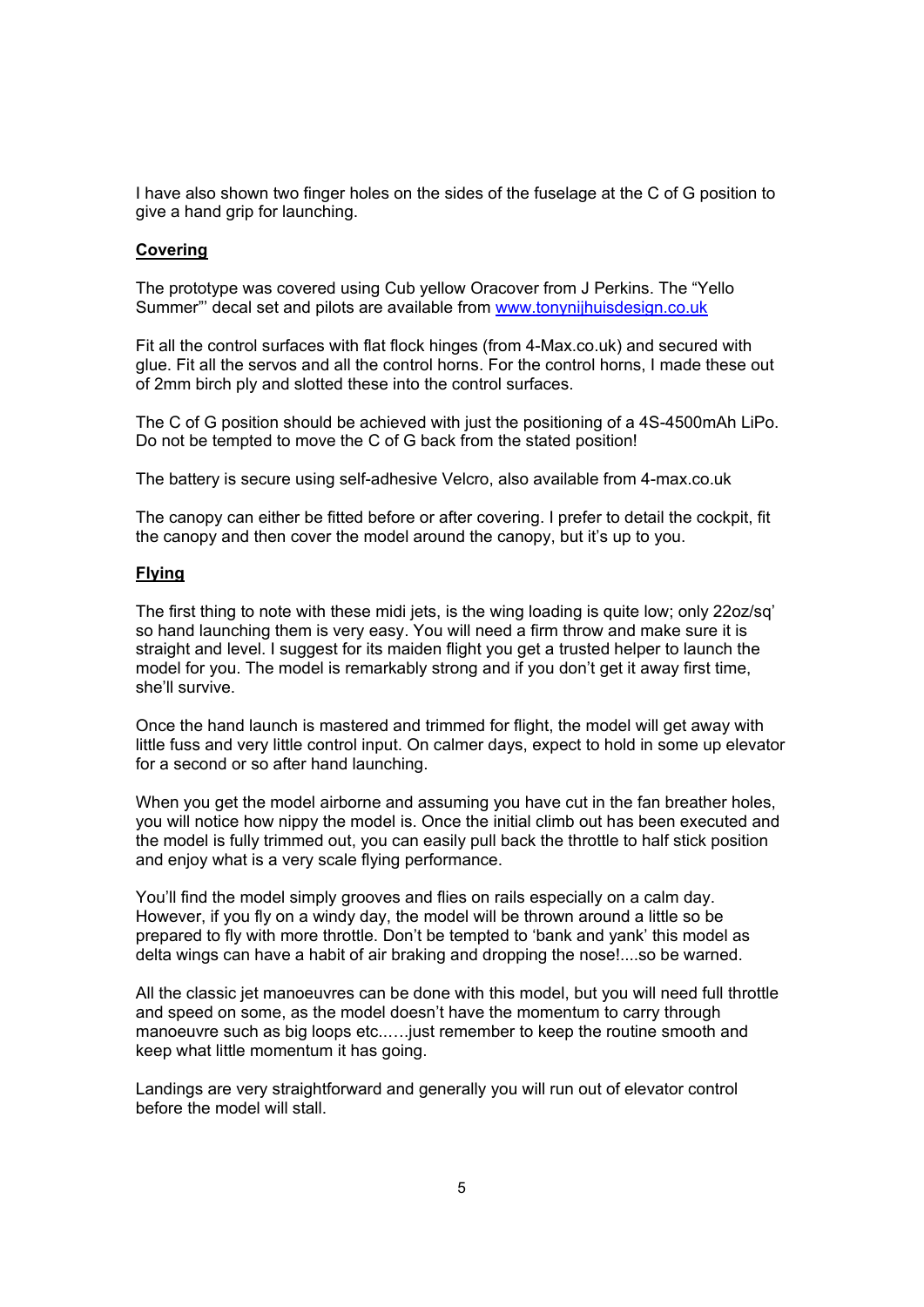I have also shown two finger holes on the sides of the fuselage at the C of G position to give a hand grip for launching.

## Covering

The prototype was covered using Cub yellow Oracover from J Perkins. The "Yello Summer"' decal set and pilots are available from [www.tonynijhuisdesign.co.uk](http://www.tonynijhuisdesign.co.uk)

Fit all the control surfaces with flat flock hinges (from 4-Max.co.uk) and secured with glue. Fit all the servos and all the control horns. For the control horns, I made these out of 2mm birch ply and slotted these into the control surfaces.

The C of G position should be achieved with just the positioning of a 4S-4500mAh LiPo. Do not be tempted to move the C of G back from the stated position!

The battery is secure using self-adhesive Velcro, also available from 4-max.co.uk

The canopy can either be fitted before or after covering. I prefer to detail the cockpit, fit the canopy and then cover the model around the canopy, but it's up to you.

## Flying

The first thing to note with these midi jets, is the wing loading is quite low; only 22oz/sq' so hand launching them is very easy. You will need a firm throw and make sure it is straight and level. I suggest for its maiden flight you get a trusted helper to launch the model for you. The model is remarkably strong and if you don't get it away first time, she'll survive.

Once the hand launch is mastered and trimmed for flight, the model will get away with little fuss and very little control input. On calmer days, expect to hold in some up elevator for a second or so after hand launching.

When you get the model airborne and assuming you have cut in the fan breather holes, you will notice how nippy the model is. Once the initial climb out has been executed and the model is fully trimmed out, you can easily pull back the throttle to half stick position and enjoy what is a very scale flying performance.

You'll find the model simply grooves and flies on rails especially on a calm day. However, if you fly on a windy day, the model will be thrown around a little so be prepared to fly with more throttle. Don't be tempted to 'bank and yank' this model as delta wings can have a habit of air braking and dropping the nose!....so be warned.

All the classic jet manoeuvres can be done with this model, but you will need full throttle and speed on some, as the model doesn't have the momentum to carry through manoeuvre such as big loops etc..….just remember to keep the routine smooth and keep what little momentum it has going.

Landings are very straightforward and generally you will run out of elevator control before the model will stall.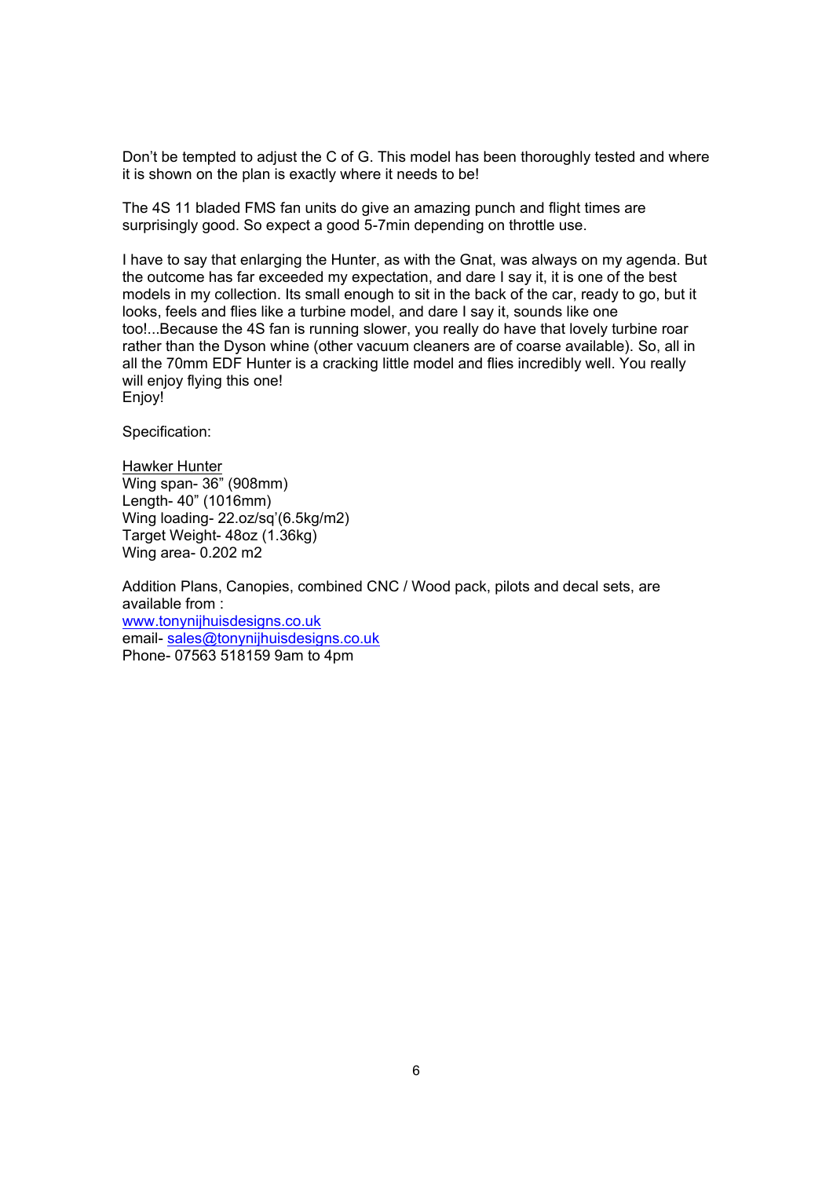Don't be tempted to adjust the C of G. This model has been thoroughly tested and where it is shown on the plan is exactly where it needs to be!

The 4S 11 bladed FMS fan units do give an amazing punch and flight times are surprisingly good. So expect a good 5-7min depending on throttle use.

I have to say that enlarging the Hunter, as with the Gnat, was always on my agenda. But the outcome has far exceeded my expectation, and dare I say it, it is one of the best models in my collection. Its small enough to sit in the back of the car, ready to go, but it looks, feels and flies like a turbine model, and dare I say it, sounds like one too!...Because the 4S fan is running slower, you really do have that lovely turbine roar rather than the Dyson whine (other vacuum cleaners are of coarse available). So, all in all the 70mm EDF Hunter is a cracking little model and flies incredibly well. You really will enjoy flying this one!
Enjoy!

Specification:

<u>Hawker Hunter</u>
Wing span- 36" (908mm)
Length- 40" (1016mm)
Wing loading- 22.oz/sq'(6.5kg/m2)
Target Weight- 48oz (1.36kg)
Wing area- 0.202 m2

Addition Plans, Canopies, combined CNC / Wood pack, pilots and decal sets, are available from :
[www.tonynijhuisdesigns.co.uk](http://www.tonynijhuisdesigns.co.uk)
email- [sales@tonynijhuisdesigns.co.uk](mailto:sales@tonynijhuisdesigns.co.uk)
Phone- 07563 518159 9am to 4pm